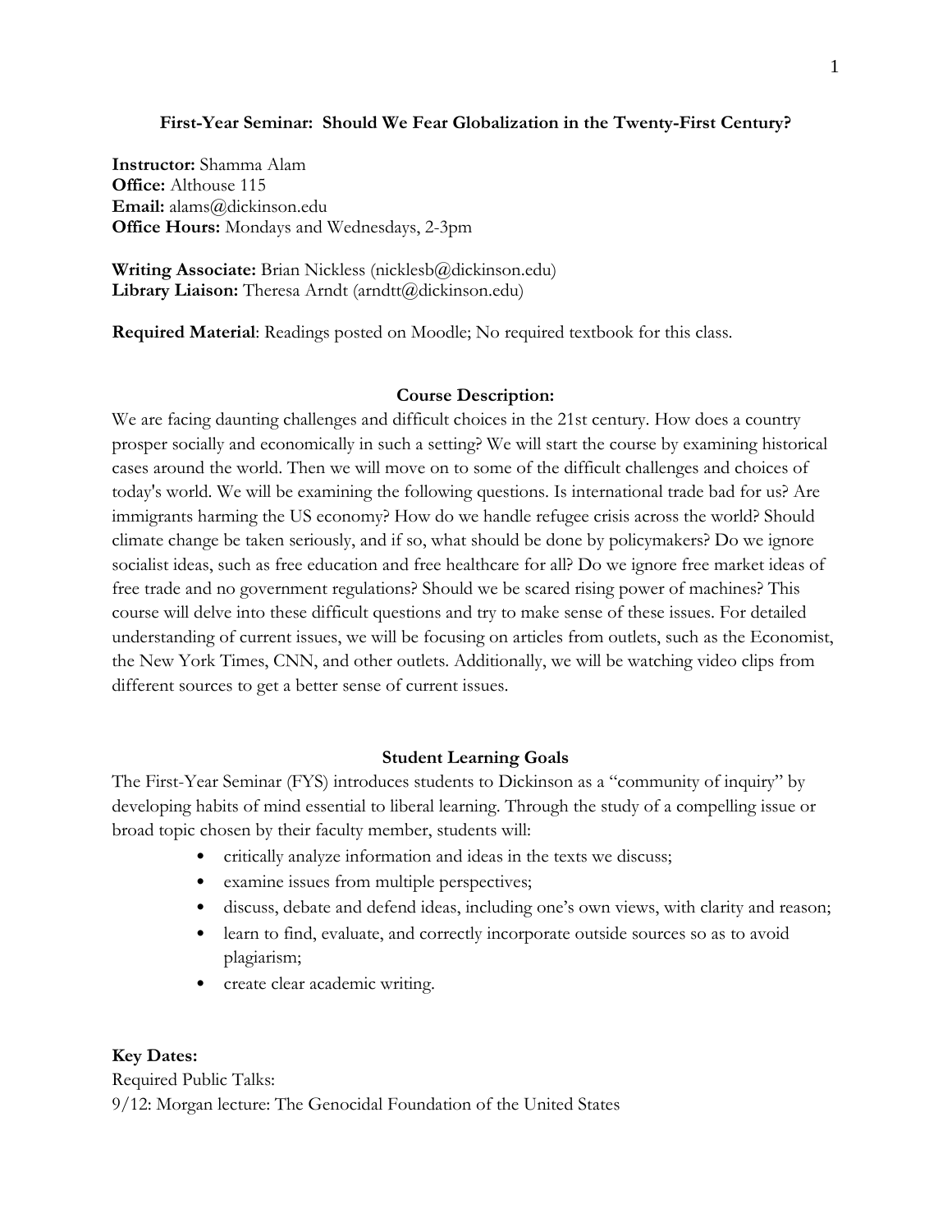# First-Year Seminar: Should We Fear Globalization in the Twenty-First Century?

**Instructor:** Shamma Alam
**Office:** Althouse 115
**Email:** alams@dickinson.edu
**Office Hours:** Mondays and Wednesdays, 2-3pm

**Writing Associate:** Brian Nickless (nicklesb@dickinson.edu)
**Library Liaison:** Theresa Arndt (arndtt@dickinson.edu)

**Required Material**: Readings posted on Moodle; No required textbook for this class.

## Course Description:

We are facing daunting challenges and difficult choices in the 21st century. How does a country prosper socially and economically in such a setting? We will start the course by examining historical cases around the world. Then we will move on to some of the difficult challenges and choices of today's world. We will be examining the following questions. Is international trade bad for us? Are immigrants harming the US economy? How do we handle refugee crisis across the world? Should climate change be taken seriously, and if so, what should be done by policymakers? Do we ignore socialist ideas, such as free education and free healthcare for all? Do we ignore free market ideas of free trade and no government regulations? Should we be scared rising power of machines? This course will delve into these difficult questions and try to make sense of these issues. For detailed understanding of current issues, we will be focusing on articles from outlets, such as the Economist, the New York Times, CNN, and other outlets. Additionally, we will be watching video clips from different sources to get a better sense of current issues.

## Student Learning Goals

The First-Year Seminar (FYS) introduces students to Dickinson as a "community of inquiry" by developing habits of mind essential to liberal learning. Through the study of a compelling issue or broad topic chosen by their faculty member, students will:

- critically analyze information and ideas in the texts we discuss;
- examine issues from multiple perspectives;
- discuss, debate and defend ideas, including one's own views, with clarity and reason;
- learn to find, evaluate, and correctly incorporate outside sources so as to avoid plagiarism;
- create clear academic writing.

**Key Dates:**
Required Public Talks:
9/12: Morgan lecture: The Genocidal Foundation of the United States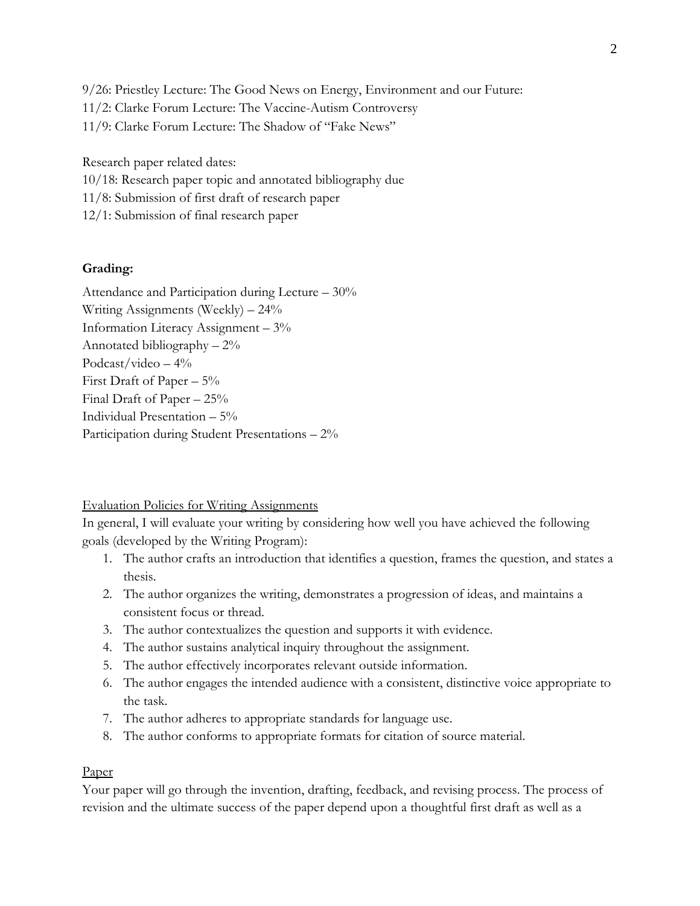9/26: Priestley Lecture: The Good News on Energy, Environment and our Future:
11/2: Clarke Forum Lecture: The Vaccine-Autism Controversy
11/9: Clarke Forum Lecture: The Shadow of "Fake News"

Research paper related dates:
10/18: Research paper topic and annotated bibliography due
11/8: Submission of first draft of research paper
12/1: Submission of final research paper

**Grading:**

Attendance and Participation during Lecture – 30%
Writing Assignments (Weekly) – 24%
Information Literacy Assignment – 3%
Annotated bibliography – 2%
Podcast/video – 4%
First Draft of Paper – 5%
Final Draft of Paper – 25%
Individual Presentation – 5%
Participation during Student Presentations – 2%

<u>Evaluation Policies for Writing Assignments</u>

In general, I will evaluate your writing by considering how well you have achieved the following goals (developed by the Writing Program):

1. The author crafts an introduction that identifies a question, frames the question, and states a thesis.
2. The author organizes the writing, demonstrates a progression of ideas, and maintains a consistent focus or thread.
3. The author contextualizes the question and supports it with evidence.
4. The author sustains analytical inquiry throughout the assignment.
5. The author effectively incorporates relevant outside information.
6. The author engages the intended audience with a consistent, distinctive voice appropriate to the task.
7. The author adheres to appropriate standards for language use.
8. The author conforms to appropriate formats for citation of source material.

<u>Paper</u>

Your paper will go through the invention, drafting, feedback, and revising process. The process of revision and the ultimate success of the paper depend upon a thoughtful first draft as well as a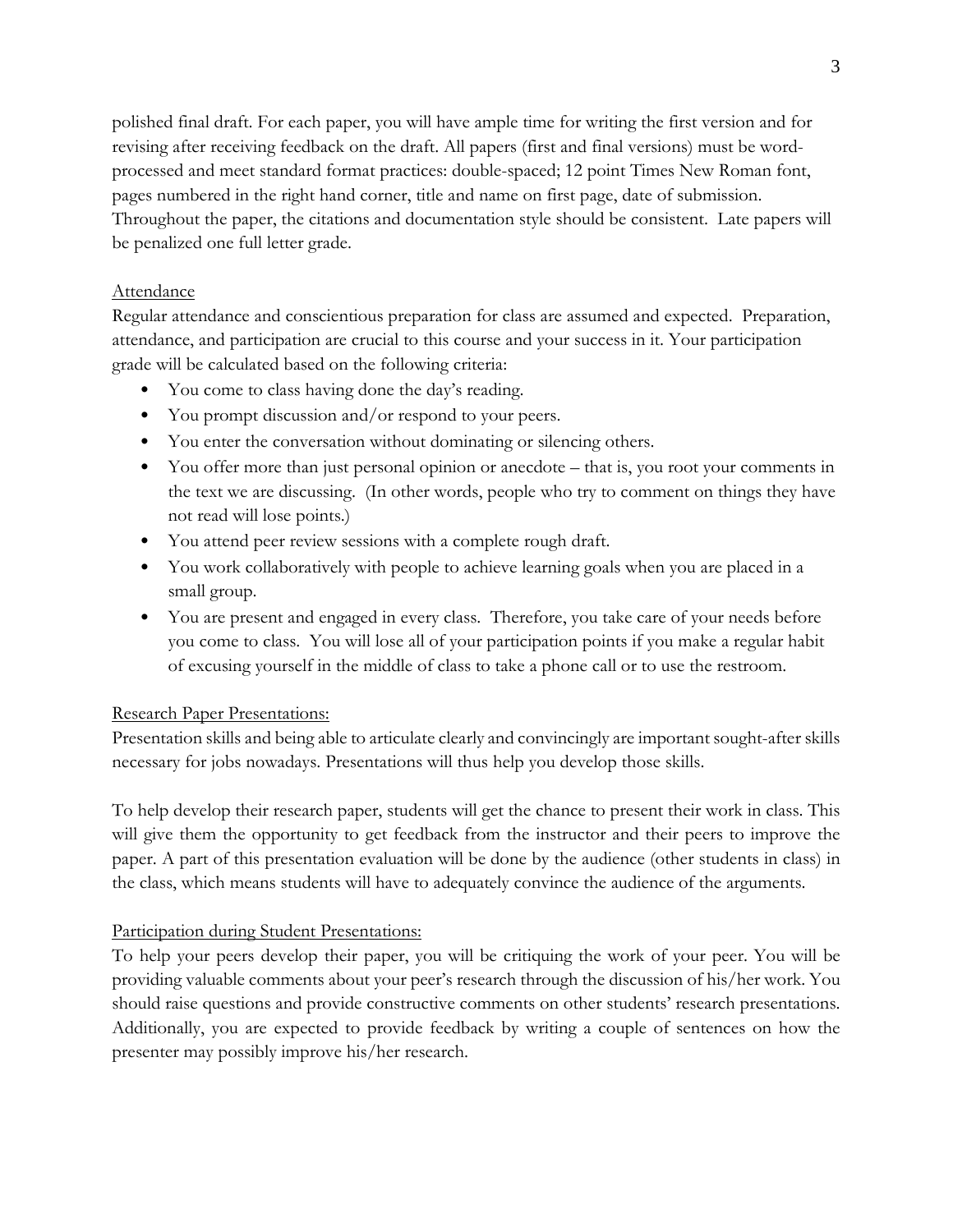polished final draft. For each paper, you will have ample time for writing the first version and for revising after receiving feedback on the draft. All papers (first and final versions) must be word-processed and meet standard format practices: double-spaced; 12 point Times New Roman font, pages numbered in the right hand corner, title and name on first page, date of submission. Throughout the paper, the citations and documentation style should be consistent. Late papers will be penalized one full letter grade.

<u>Attendance</u>

Regular attendance and conscientious preparation for class are assumed and expected. Preparation, attendance, and participation are crucial to this course and your success in it. Your participation grade will be calculated based on the following criteria:

- You come to class having done the day's reading.
- You prompt discussion and/or respond to your peers.
- You enter the conversation without dominating or silencing others.
- You offer more than just personal opinion or anecdote – that is, you root your comments in the text we are discussing. (In other words, people who try to comment on things they have not read will lose points.)
- You attend peer review sessions with a complete rough draft.
- You work collaboratively with people to achieve learning goals when you are placed in a small group.
- You are present and engaged in every class. Therefore, you take care of your needs before you come to class. You will lose all of your participation points if you make a regular habit of excusing yourself in the middle of class to take a phone call or to use the restroom.

<u>Research Paper Presentations:</u>

Presentation skills and being able to articulate clearly and convincingly are important sought-after skills necessary for jobs nowadays. Presentations will thus help you develop those skills.

To help develop their research paper, students will get the chance to present their work in class. This will give them the opportunity to get feedback from the instructor and their peers to improve the paper. A part of this presentation evaluation will be done by the audience (other students in class) in the class, which means students will have to adequately convince the audience of the arguments.

<u>Participation during Student Presentations:</u>

To help your peers develop their paper, you will be critiquing the work of your peer. You will be providing valuable comments about your peer's research through the discussion of his/her work. You should raise questions and provide constructive comments on other students' research presentations. Additionally, you are expected to provide feedback by writing a couple of sentences on how the presenter may possibly improve his/her research.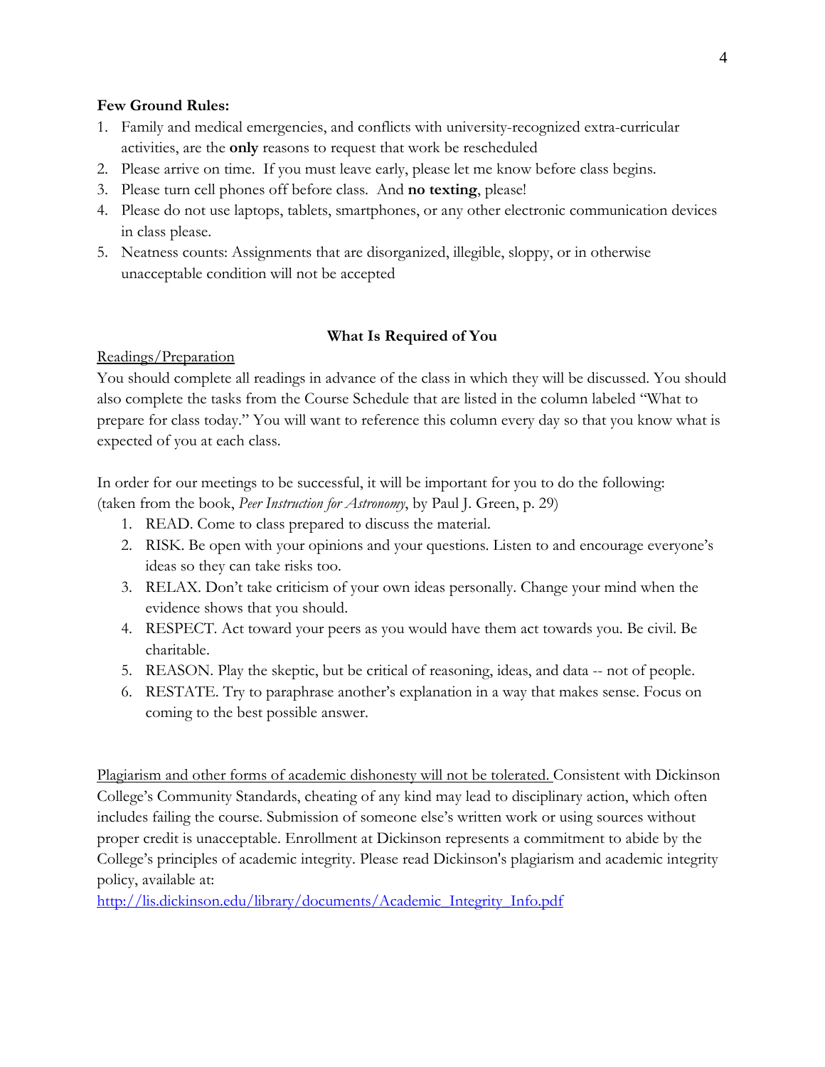**Few Ground Rules:**

1. Family and medical emergencies, and conflicts with university-recognized extra-curricular activities, are the **only** reasons to request that work be rescheduled
2. Please arrive on time. If you must leave early, please let me know before class begins.
3. Please turn cell phones off before class. And **no texting**, please!
4. Please do not use laptops, tablets, smartphones, or any other electronic communication devices in class please.
5. Neatness counts: Assignments that are disorganized, illegible, sloppy, or in otherwise unacceptable condition will not be accepted

## What Is Required of You

Readings/Preparation

You should complete all readings in advance of the class in which they will be discussed. You should also complete the tasks from the Course Schedule that are listed in the column labeled "What to prepare for class today." You will want to reference this column every day so that you know what is expected of you at each class.

In order for our meetings to be successful, it will be important for you to do the following: (taken from the book, *Peer Instruction for Astronomy*, by Paul J. Green, p. 29)

1. READ. Come to class prepared to discuss the material.
2. RISK. Be open with your opinions and your questions. Listen to and encourage everyone's ideas so they can take risks too.
3. RELAX. Don't take criticism of your own ideas personally. Change your mind when the evidence shows that you should.
4. RESPECT. Act toward your peers as you would have them act towards you. Be civil. Be charitable.
5. REASON. Play the skeptic, but be critical of reasoning, ideas, and data -- not of people.
6. RESTATE. Try to paraphrase another's explanation in a way that makes sense. Focus on coming to the best possible answer.

Plagiarism and other forms of academic dishonesty will not be tolerated. Consistent with Dickinson College's Community Standards, cheating of any kind may lead to disciplinary action, which often includes failing the course. Submission of someone else's written work or using sources without proper credit is unacceptable. Enrollment at Dickinson represents a commitment to abide by the College's principles of academic integrity. Please read Dickinson's plagiarism and academic integrity policy, available at:

http://lis.dickinson.edu/library/documents/Academic_Integrity_Info.pdf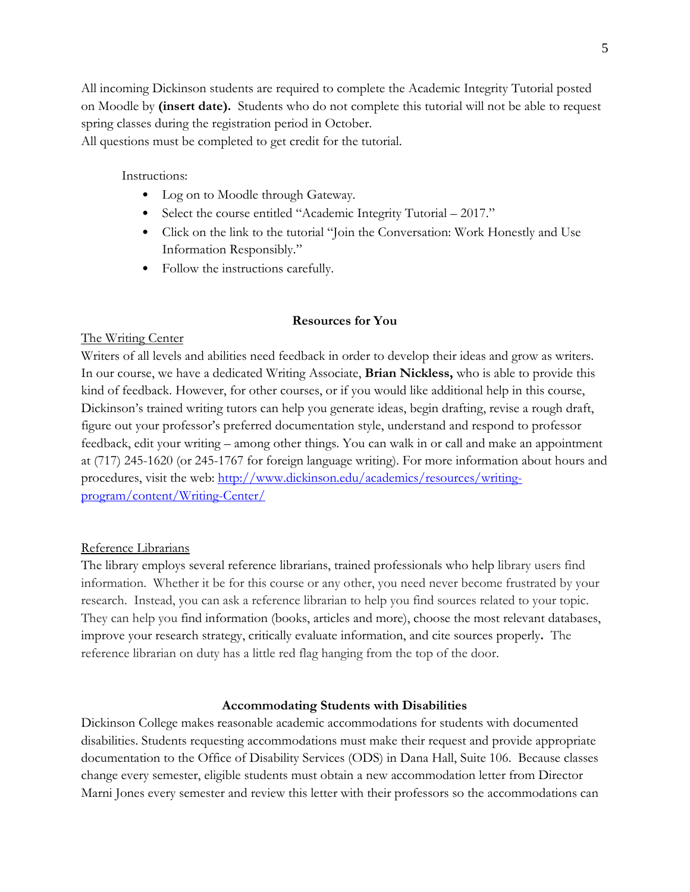All incoming Dickinson students are required to complete the Academic Integrity Tutorial posted on Moodle by **(insert date).** Students who do not complete this tutorial will not be able to request spring classes during the registration period in October.
All questions must be completed to get credit for the tutorial.

Instructions:

- Log on to Moodle through Gateway.
- Select the course entitled "Academic Integrity Tutorial – 2017."
- Click on the link to the tutorial "Join the Conversation: Work Honestly and Use Information Responsibly."
- Follow the instructions carefully.

## Resources for You

<u>The Writing Center</u>

Writers of all levels and abilities need feedback in order to develop their ideas and grow as writers. In our course, we have a dedicated Writing Associate, **Brian Nickless,** who is able to provide this kind of feedback. However, for other courses, or if you would like additional help in this course, Dickinson's trained writing tutors can help you generate ideas, begin drafting, revise a rough draft, figure out your professor's preferred documentation style, understand and respond to professor feedback, edit your writing – among other things. You can walk in or call and make an appointment at (717) 245-1620 (or 245-1767 for foreign language writing). For more information about hours and procedures, visit the web: [http://www.dickinson.edu/academics/resources/writing-program/content/Writing-Center/](http://www.dickinson.edu/academics/resources/writing-program/content/Writing-Center/)

<u>Reference Librarians</u>

The library employs several reference librarians, trained professionals who help library users find information. Whether it be for this course or any other, you need never become frustrated by your research. Instead, you can ask a reference librarian to help you find sources related to your topic. They can help you find information (books, articles and more), choose the most relevant databases, improve your research strategy, critically evaluate information, and cite sources properly**.** The reference librarian on duty has a little red flag hanging from the top of the door.

## Accommodating Students with Disabilities

Dickinson College makes reasonable academic accommodations for students with documented disabilities. Students requesting accommodations must make their request and provide appropriate documentation to the Office of Disability Services (ODS) in Dana Hall, Suite 106. Because classes change every semester, eligible students must obtain a new accommodation letter from Director Marni Jones every semester and review this letter with their professors so the accommodations can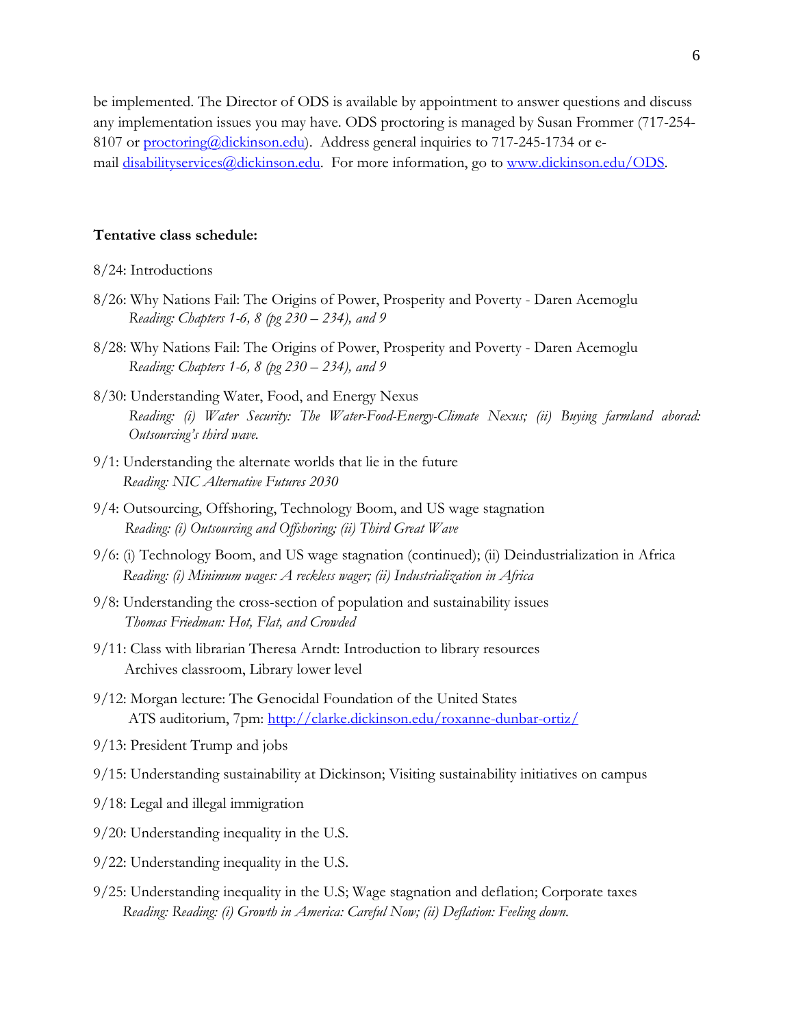be implemented. The Director of ODS is available by appointment to answer questions and discuss any implementation issues you may have. ODS proctoring is managed by Susan Frommer (717-254-8107 or [proctoring@dickinson.edu](mailto:proctoring@dickinson.edu)). Address general inquiries to 717-245-1734 or e-mail [disabilityservices@dickinson.edu](mailto:disabilityservices@dickinson.edu). For more information, go to [www.dickinson.edu/ODS](http://www.dickinson.edu/ODS).

**Tentative class schedule:**

8/24: Introductions

8/26: Why Nations Fail: The Origins of Power, Prosperity and Poverty - Daren Acemoglu
*Reading: Chapters 1-6, 8 (pg 230 – 234), and 9*

8/28: Why Nations Fail: The Origins of Power, Prosperity and Poverty - Daren Acemoglu
*Reading: Chapters 1-6, 8 (pg 230 – 234), and 9*

8/30: Understanding Water, Food, and Energy Nexus
*Reading: (i) Water Security: The Water-Food-Energy-Climate Nexus; (ii) Buying farmland aborad: Outsourcing's third wave.*

9/1: Understanding the alternate worlds that lie in the future
*Reading: NIC Alternative Futures 2030*

9/4: Outsourcing, Offshoring, Technology Boom, and US wage stagnation
*Reading: (i) Outsourcing and Offshoring; (ii) Third Great Wave*

9/6: (i) Technology Boom, and US wage stagnation (continued); (ii) Deindustrialization in Africa
*Reading: (i) Minimum wages: A reckless wager; (ii) Industrialization in Africa*

9/8: Understanding the cross-section of population and sustainability issues
*Thomas Friedman: Hot, Flat, and Crowded*

9/11: Class with librarian Theresa Arndt: Introduction to library resources
Archives classroom, Library lower level

9/12: Morgan lecture: The Genocidal Foundation of the United States
ATS auditorium, 7pm: [http://clarke.dickinson.edu/roxanne-dunbar-ortiz/](http://clarke.dickinson.edu/roxanne-dunbar-ortiz/)

9/13: President Trump and jobs

9/15: Understanding sustainability at Dickinson; Visiting sustainability initiatives on campus

9/18: Legal and illegal immigration

9/20: Understanding inequality in the U.S.

9/22: Understanding inequality in the U.S.

9/25: Understanding inequality in the U.S; Wage stagnation and deflation; Corporate taxes
*Reading: Reading: (i) Growth in America: Careful Now; (ii) Deflation: Feeling down.*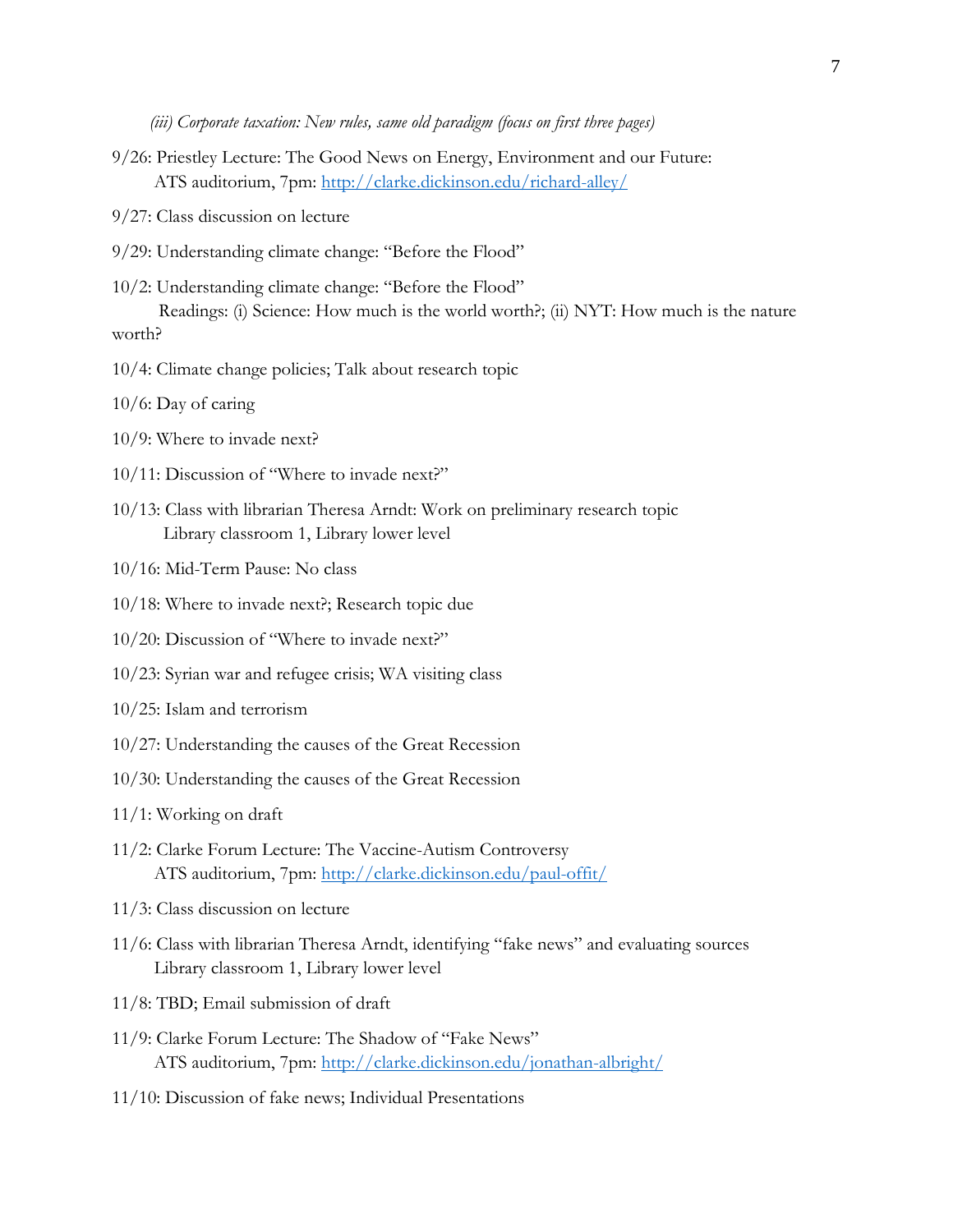*(iii) Corporate taxation: New rules, same old paradigm (focus on first three pages)*

9/26: Priestley Lecture: The Good News on Energy, Environment and our Future:
ATS auditorium, 7pm: http://clarke.dickinson.edu/richard-alley/

9/27: Class discussion on lecture

9/29: Understanding climate change: "Before the Flood"

10/2: Understanding climate change: "Before the Flood"
Readings: (i) Science: How much is the world worth?; (ii) NYT: How much is the nature worth?

10/4: Climate change policies; Talk about research topic

10/6: Day of caring

10/9: Where to invade next?

10/11: Discussion of "Where to invade next?"

10/13: Class with librarian Theresa Arndt: Work on preliminary research topic
Library classroom 1, Library lower level

10/16: Mid-Term Pause: No class

10/18: Where to invade next?; Research topic due

10/20: Discussion of "Where to invade next?"

10/23: Syrian war and refugee crisis; WA visiting class

10/25: Islam and terrorism

10/27: Understanding the causes of the Great Recession

10/30: Understanding the causes of the Great Recession

11/1: Working on draft

11/2: Clarke Forum Lecture: The Vaccine-Autism Controversy
ATS auditorium, 7pm: http://clarke.dickinson.edu/paul-offit/

11/3: Class discussion on lecture

11/6: Class with librarian Theresa Arndt, identifying "fake news" and evaluating sources
Library classroom 1, Library lower level

11/8: TBD; Email submission of draft

11/9: Clarke Forum Lecture: The Shadow of "Fake News"
ATS auditorium, 7pm: http://clarke.dickinson.edu/jonathan-albright/

11/10: Discussion of fake news; Individual Presentations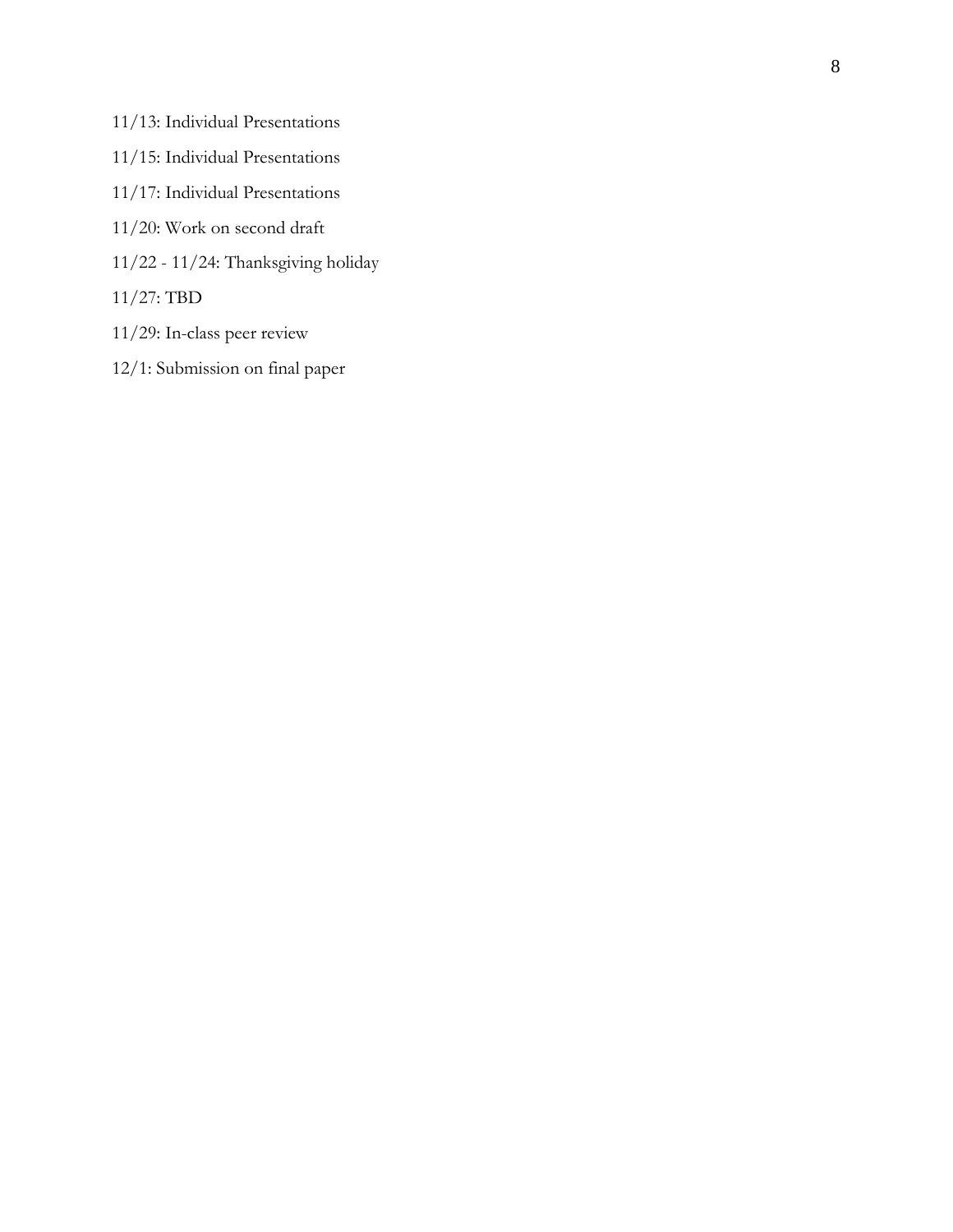11/13: Individual Presentations

11/15: Individual Presentations

11/17: Individual Presentations

11/20: Work on second draft

11/22 - 11/24: Thanksgiving holiday

11/27: TBD

11/29: In-class peer review

12/1: Submission on final paper